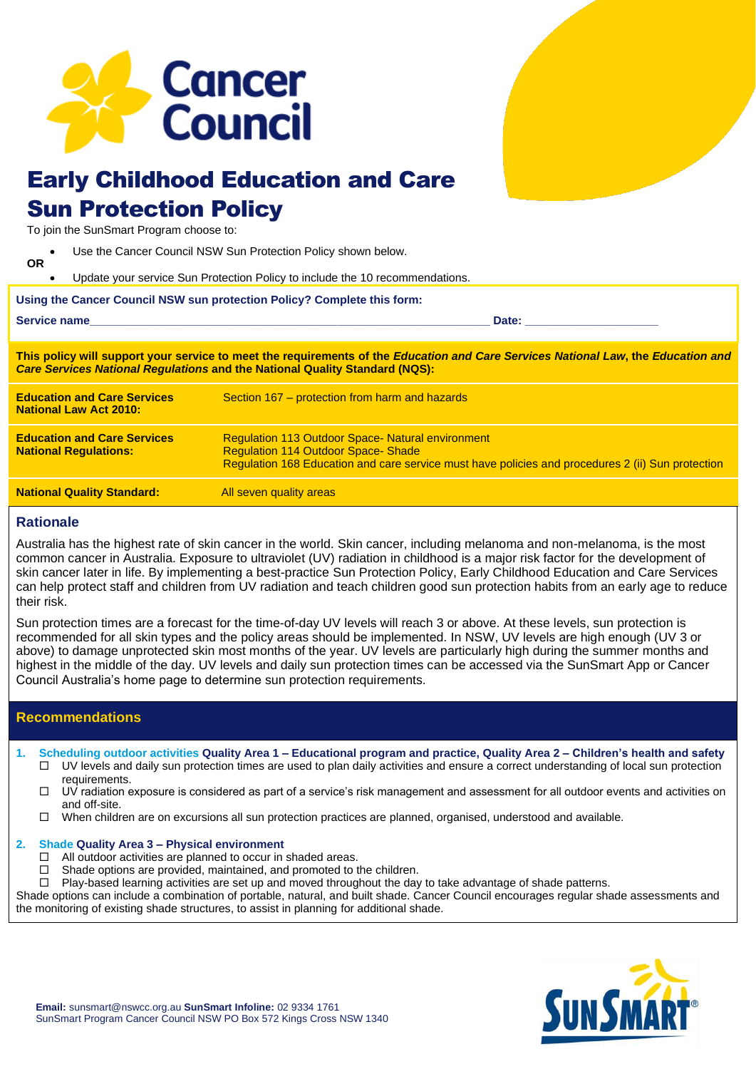Cancer Council

# Early Childhood Education and Care Sun Protection Policy

To join the SunSmart Program choose to:

- Use the Cancer Council NSW Sun Protection Policy shown below.

**OR**

- Update your service Sun Protection Policy to include the 10 recommendations.

**Using the Cancer Council NSW sun protection Policy? Complete this form:**

**Service name**\_\_\_\_\_\_\_\_\_\_\_\_\_\_\_\_\_\_\_\_\_\_\_\_\_\_\_\_\_\_\_\_\_\_\_\_\_\_\_\_\_\_\_\_\_\_\_\_\_\_\_\_\_\_\_\_ **Date:** \_\_\_\_\_\_\_\_\_\_\_\_\_\_\_\_\_\_\_\_

**This policy will support your service to meet the requirements of the *Education and Care Services National Law*, the *Education and Care Services National Regulations* and the National Quality Standard (NQS):**

| | |
|---|---|
| **Education and Care Services National Law Act 2010:** | Section 167 – protection from harm and hazards |
| **Education and Care Services National Regulations:** | Regulation 113 Outdoor Space- Natural environment<br>Regulation 114 Outdoor Space- Shade<br>Regulation 168 Education and care service must have policies and procedures 2 (ii) Sun protection |
| **National Quality Standard:** | All seven quality areas |

## Rationale

Australia has the highest rate of skin cancer in the world. Skin cancer, including melanoma and non-melanoma, is the most common cancer in Australia. Exposure to ultraviolet (UV) radiation in childhood is a major risk factor for the development of skin cancer later in life. By implementing a best-practice Sun Protection Policy, Early Childhood Education and Care Services can help protect staff and children from UV radiation and teach children good sun protection habits from an early age to reduce their risk.

Sun protection times are a forecast for the time-of-day UV levels will reach 3 or above. At these levels, sun protection is recommended for all skin types and the policy areas should be implemented. In NSW, UV levels are high enough (UV 3 or above) to damage unprotected skin most months of the year. UV levels are particularly high during the summer months and highest in the middle of the day. UV levels and daily sun protection times can be accessed via the SunSmart App or Cancer Council Australia's home page to determine sun protection requirements.

## Recommendations

**1. Scheduling outdoor activities Quality Area 1 – Educational program and practice, Quality Area 2 – Children's health and safety**

- ☐ UV levels and daily sun protection times are used to plan daily activities and ensure a correct understanding of local sun protection requirements.
- ☐ UV radiation exposure is considered as part of a service's risk management and assessment for all outdoor events and activities on and off-site.
- ☐ When children are on excursions all sun protection practices are planned, organised, understood and available.

**2. Shade Quality Area 3 – Physical environment**

- ☐ All outdoor activities are planned to occur in shaded areas.
- ☐ Shade options are provided, maintained, and promoted to the children.
- ☐ Play-based learning activities are set up and moved throughout the day to take advantage of shade patterns.

Shade options can include a combination of portable, natural, and built shade. Cancer Council encourages regular shade assessments and the monitoring of existing shade structures, to assist in planning for additional shade.

**Email:** sunsmart@nswcc.org.au **SunSmart Infoline:** 02 9334 1761
SunSmart Program Cancer Council NSW PO Box 572 Kings Cross NSW 1340

SunSmart®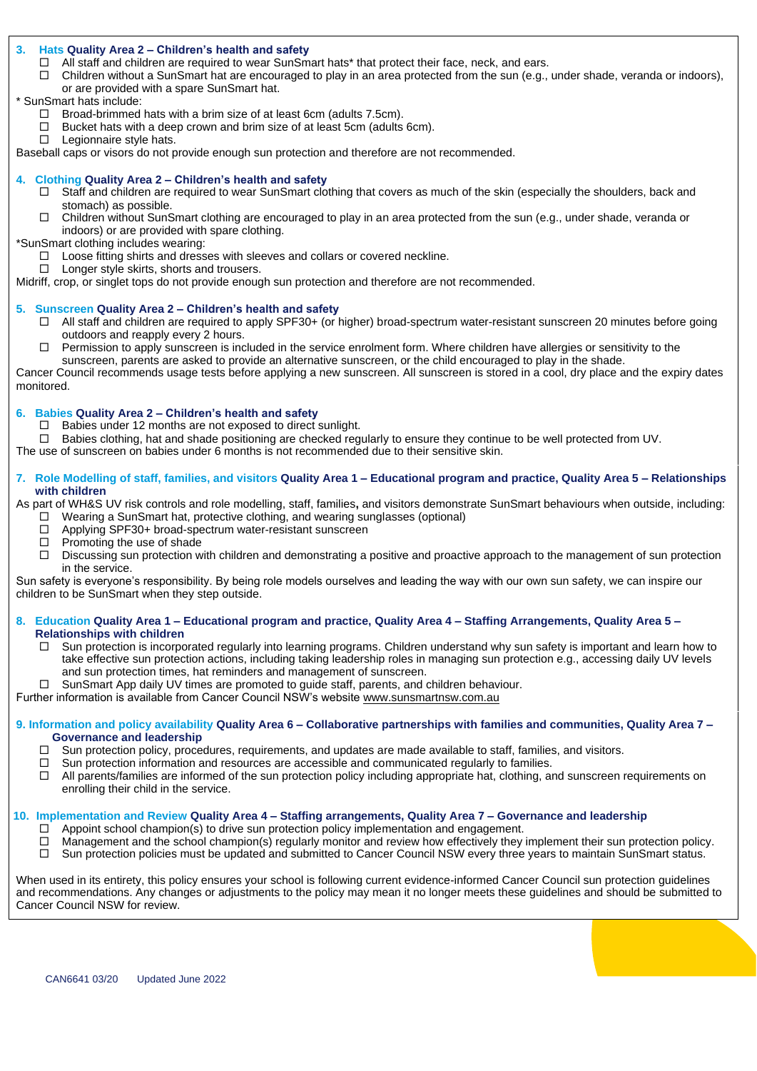### 3. Hats Quality Area 2 – Children's health and safety

- All staff and children are required to wear SunSmart hats* that protect their face, neck, and ears.
- Children without a SunSmart hat are encouraged to play in an area protected from the sun (e.g., under shade, veranda or indoors), or are provided with a spare SunSmart hat.

* SunSmart hats include:

- Broad-brimmed hats with a brim size of at least 6cm (adults 7.5cm).
- Bucket hats with a deep crown and brim size of at least 5cm (adults 6cm).
- Legionnaire style hats.

Baseball caps or visors do not provide enough sun protection and therefore are not recommended.

### 4. Clothing Quality Area 2 – Children's health and safety

- Staff and children are required to wear SunSmart clothing that covers as much of the skin (especially the shoulders, back and stomach) as possible.
- Children without SunSmart clothing are encouraged to play in an area protected from the sun (e.g., under shade, veranda or indoors) or are provided with spare clothing.

*SunSmart clothing includes wearing:

- Loose fitting shirts and dresses with sleeves and collars or covered neckline.
- Longer style skirts, shorts and trousers.

Midriff, crop, or singlet tops do not provide enough sun protection and therefore are not recommended.

### 5. Sunscreen Quality Area 2 – Children's health and safety

- All staff and children are required to apply SPF30+ (or higher) broad-spectrum water-resistant sunscreen 20 minutes before going outdoors and reapply every 2 hours.
- Permission to apply sunscreen is included in the service enrolment form. Where children have allergies or sensitivity to the sunscreen, parents are asked to provide an alternative sunscreen, or the child encouraged to play in the shade.

Cancer Council recommends usage tests before applying a new sunscreen. All sunscreen is stored in a cool, dry place and the expiry dates monitored.

### 6. Babies Quality Area 2 – Children's health and safety

- Babies under 12 months are not exposed to direct sunlight.
- Babies clothing, hat and shade positioning are checked regularly to ensure they continue to be well protected from UV.

The use of sunscreen on babies under 6 months is not recommended due to their sensitive skin.

### 7. Role Modelling of staff, families, and visitors Quality Area 1 – Educational program and practice, Quality Area 5 – Relationships with children

As part of WH&S UV risk controls and role modelling, staff, families, and visitors demonstrate SunSmart behaviours when outside, including:

- Wearing a SunSmart hat, protective clothing, and wearing sunglasses (optional)
- Applying SPF30+ broad-spectrum water-resistant sunscreen
- Promoting the use of shade
- Discussing sun protection with children and demonstrating a positive and proactive approach to the management of sun protection in the service.

Sun safety is everyone's responsibility. By being role models ourselves and leading the way with our own sun safety, we can inspire our children to be SunSmart when they step outside.

### 8. Education Quality Area 1 – Educational program and practice, Quality Area 4 – Staffing Arrangements, Quality Area 5 – Relationships with children

- Sun protection is incorporated regularly into learning programs. Children understand why sun safety is important and learn how to take effective sun protection actions, including taking leadership roles in managing sun protection e.g., accessing daily UV levels and sun protection times, hat reminders and management of sunscreen.
- SunSmart App daily UV times are promoted to guide staff, parents, and children behaviour.

Further information is available from Cancer Council NSW's website www.sunsmartnsw.com.au

### 9. Information and policy availability Quality Area 6 – Collaborative partnerships with families and communities, Quality Area 7 – Governance and leadership

- Sun protection policy, procedures, requirements, and updates are made available to staff, families, and visitors.
- Sun protection information and resources are accessible and communicated regularly to families.
- All parents/families are informed of the sun protection policy including appropriate hat, clothing, and sunscreen requirements on enrolling their child in the service.

### 10. Implementation and Review Quality Area 4 – Staffing arrangements, Quality Area 7 – Governance and leadership

- Appoint school champion(s) to drive sun protection policy implementation and engagement.
- Management and the school champion(s) regularly monitor and review how effectively they implement their sun protection policy.
- Sun protection policies must be updated and submitted to Cancer Council NSW every three years to maintain SunSmart status.

When used in its entirety, this policy ensures your school is following current evidence-informed Cancer Council sun protection guidelines and recommendations. Any changes or adjustments to the policy may mean it no longer meets these guidelines and should be submitted to Cancer Council NSW for review.

CAN6641 03/20 Updated June 2022